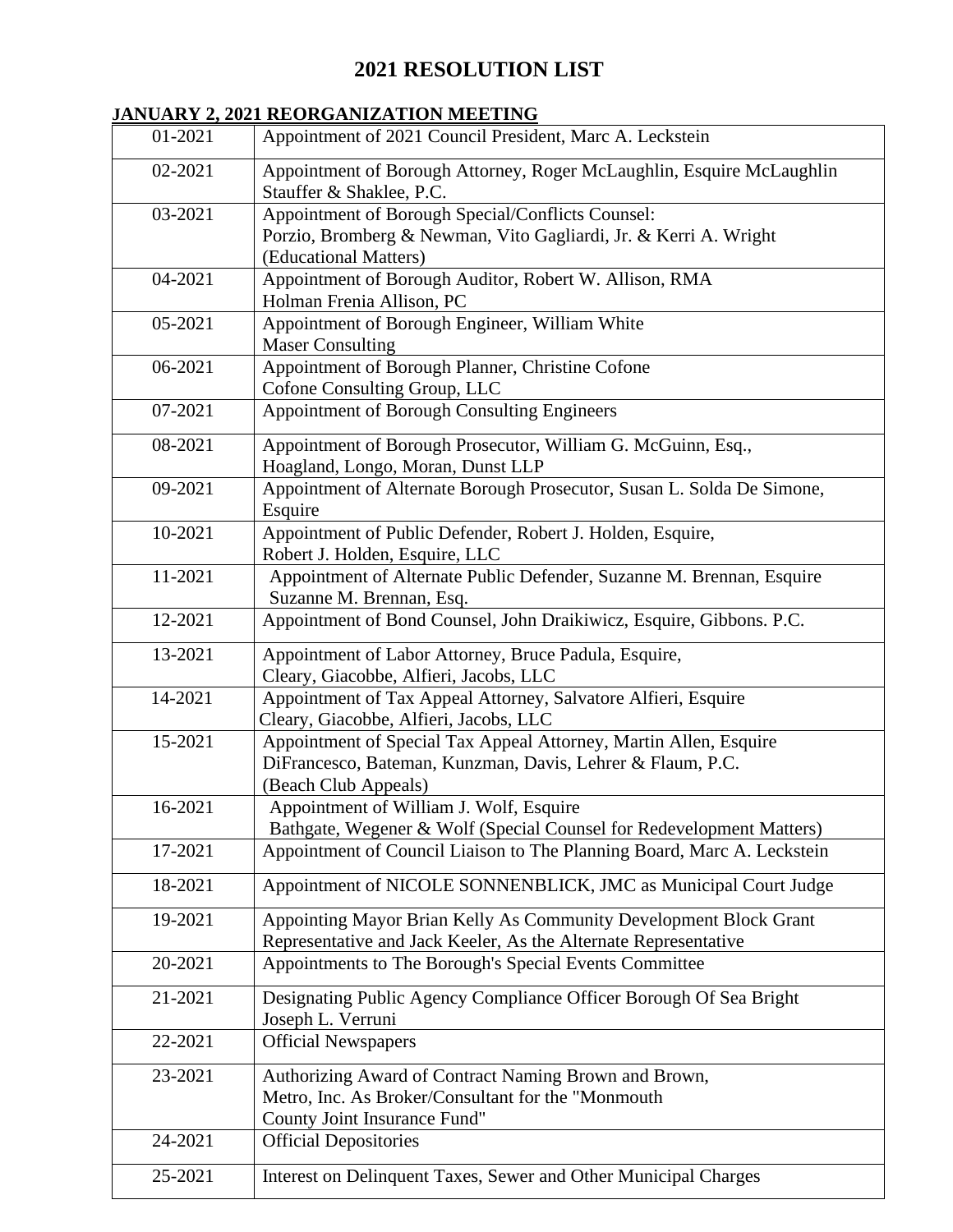# 2021 RESOLUTION LIST

## JANUARY 2, 2021 REORGANIZATION MEETING

| | |
|---|---|
| 01-2021 | Appointment of 2021 Council President, Marc A. Leckstein |
| 02-2021 | Appointment of Borough Attorney, Roger McLaughlin, Esquire McLaughlin Stauffer & Shaklee, P.C. |
| 03-2021 | Appointment of Borough Special/Conflicts Counsel: Porzio, Bromberg & Newman, Vito Gagliardi, Jr. & Kerri A. Wright (Educational Matters) |
| 04-2021 | Appointment of Borough Auditor, Robert W. Allison, RMA Holman Frenia Allison, PC |
| 05-2021 | Appointment of Borough Engineer, William White Maser Consulting |
| 06-2021 | Appointment of Borough Planner, Christine Cofone Cofone Consulting Group, LLC |
| 07-2021 | Appointment of Borough Consulting Engineers |
| 08-2021 | Appointment of Borough Prosecutor, William G. McGuinn, Esq., Hoagland, Longo, Moran, Dunst LLP |
| 09-2021 | Appointment of Alternate Borough Prosecutor, Susan L. Solda De Simone, Esquire |
| 10-2021 | Appointment of Public Defender, Robert J. Holden, Esquire, Robert J. Holden, Esquire, LLC |
| 11-2021 | Appointment of Alternate Public Defender, Suzanne M. Brennan, Esquire Suzanne M. Brennan, Esq. |
| 12-2021 | Appointment of Bond Counsel, John Draikiwicz, Esquire, Gibbons. P.C. |
| 13-2021 | Appointment of Labor Attorney, Bruce Padula, Esquire, Cleary, Giacobbe, Alfieri, Jacobs, LLC |
| 14-2021 | Appointment of Tax Appeal Attorney, Salvatore Alfieri, Esquire Cleary, Giacobbe, Alfieri, Jacobs, LLC |
| 15-2021 | Appointment of Special Tax Appeal Attorney, Martin Allen, Esquire DiFrancesco, Bateman, Kunzman, Davis, Lehrer & Flaum, P.C. (Beach Club Appeals) |
| 16-2021 | Appointment of William J. Wolf, Esquire Bathgate, Wegener & Wolf (Special Counsel for Redevelopment Matters) |
| 17-2021 | Appointment of Council Liaison to The Planning Board, Marc A. Leckstein |
| 18-2021 | Appointment of NICOLE SONNENBLICK, JMC as Municipal Court Judge |
| 19-2021 | Appointing Mayor Brian Kelly As Community Development Block Grant Representative and Jack Keeler, As the Alternate Representative |
| 20-2021 | Appointments to The Borough's Special Events Committee |
| 21-2021 | Designating Public Agency Compliance Officer Borough Of Sea Bright Joseph L. Verruni |
| 22-2021 | Official Newspapers |
| 23-2021 | Authorizing Award of Contract Naming Brown and Brown, Metro, Inc. As Broker/Consultant for the "Monmouth County Joint Insurance Fund" |
| 24-2021 | Official Depositories |
| 25-2021 | Interest on Delinquent Taxes, Sewer and Other Municipal Charges |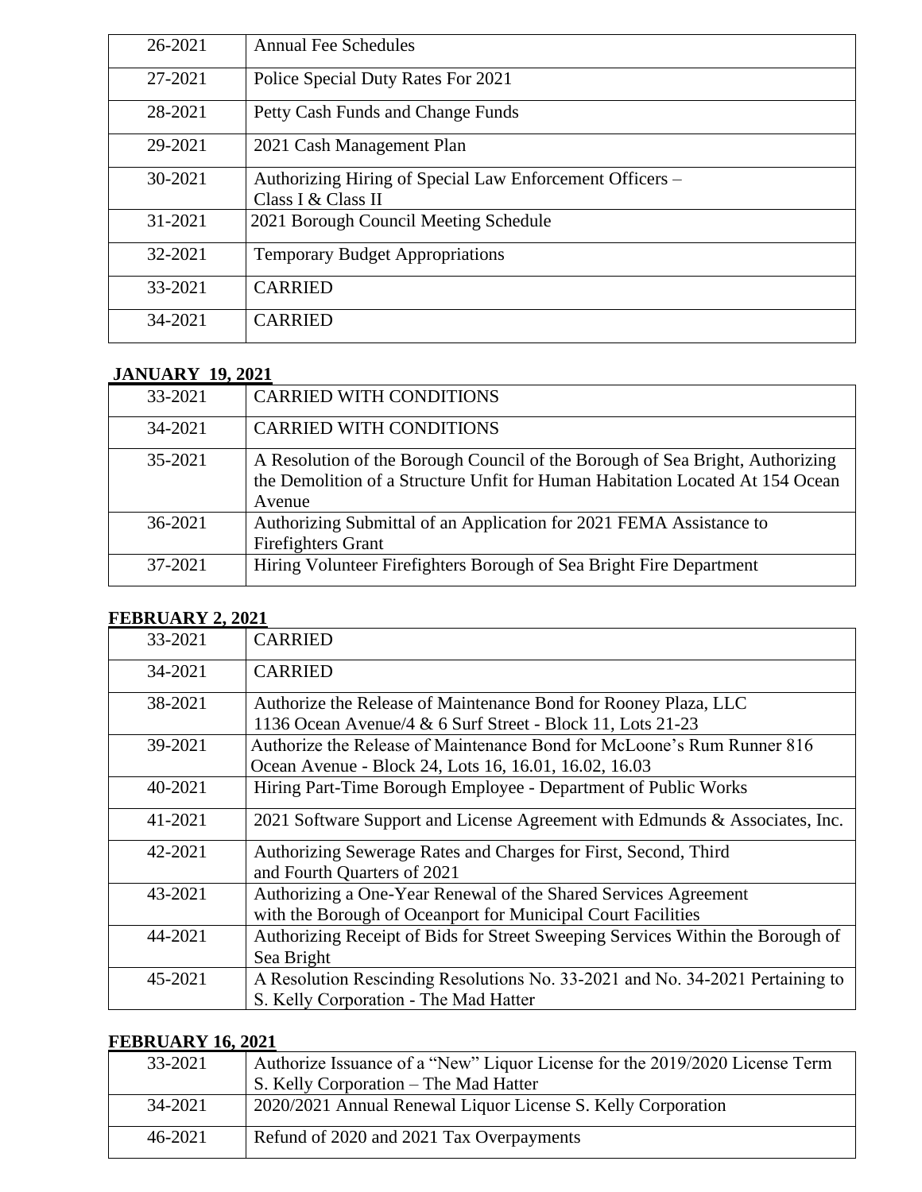| | |
|---|---|
| 26-2021 | Annual Fee Schedules |
| 27-2021 | Police Special Duty Rates For 2021 |
| 28-2021 | Petty Cash Funds and Change Funds |
| 29-2021 | 2021 Cash Management Plan |
| 30-2021 | Authorizing Hiring of Special Law Enforcement Officers – Class I & Class II |
| 31-2021 | 2021 Borough Council Meeting Schedule |
| 32-2021 | Temporary Budget Appropriations |
| 33-2021 | CARRIED |
| 34-2021 | CARRIED |

**JANUARY 19, 2021**

| | |
|---|---|
| 33-2021 | CARRIED WITH CONDITIONS |
| 34-2021 | CARRIED WITH CONDITIONS |
| 35-2021 | A Resolution of the Borough Council of the Borough of Sea Bright, Authorizing the Demolition of a Structure Unfit for Human Habitation Located At 154 Ocean Avenue |
| 36-2021 | Authorizing Submittal of an Application for 2021 FEMA Assistance to Firefighters Grant |
| 37-2021 | Hiring Volunteer Firefighters Borough of Sea Bright Fire Department |

**FEBRUARY 2, 2021**

| | |
|---|---|
| 33-2021 | CARRIED |
| 34-2021 | CARRIED |
| 38-2021 | Authorize the Release of Maintenance Bond for Rooney Plaza, LLC 1136 Ocean Avenue/4 & 6 Surf Street - Block 11, Lots 21-23 |
| 39-2021 | Authorize the Release of Maintenance Bond for McLoone's Rum Runner 816 Ocean Avenue - Block 24, Lots 16, 16.01, 16.02, 16.03 |
| 40-2021 | Hiring Part-Time Borough Employee - Department of Public Works |
| 41-2021 | 2021 Software Support and License Agreement with Edmunds & Associates, Inc. |
| 42-2021 | Authorizing Sewerage Rates and Charges for First, Second, Third and Fourth Quarters of 2021 |
| 43-2021 | Authorizing a One-Year Renewal of the Shared Services Agreement with the Borough of Oceanport for Municipal Court Facilities |
| 44-2021 | Authorizing Receipt of Bids for Street Sweeping Services Within the Borough of Sea Bright |
| 45-2021 | A Resolution Rescinding Resolutions No. 33-2021 and No. 34-2021 Pertaining to S. Kelly Corporation - The Mad Hatter |

**FEBRUARY 16, 2021**

| | |
|---|---|
| 33-2021 | Authorize Issuance of a "New" Liquor License for the 2019/2020 License Term S. Kelly Corporation – The Mad Hatter |
| 34-2021 | 2020/2021 Annual Renewal Liquor License S. Kelly Corporation |
| 46-2021 | Refund of 2020 and 2021 Tax Overpayments |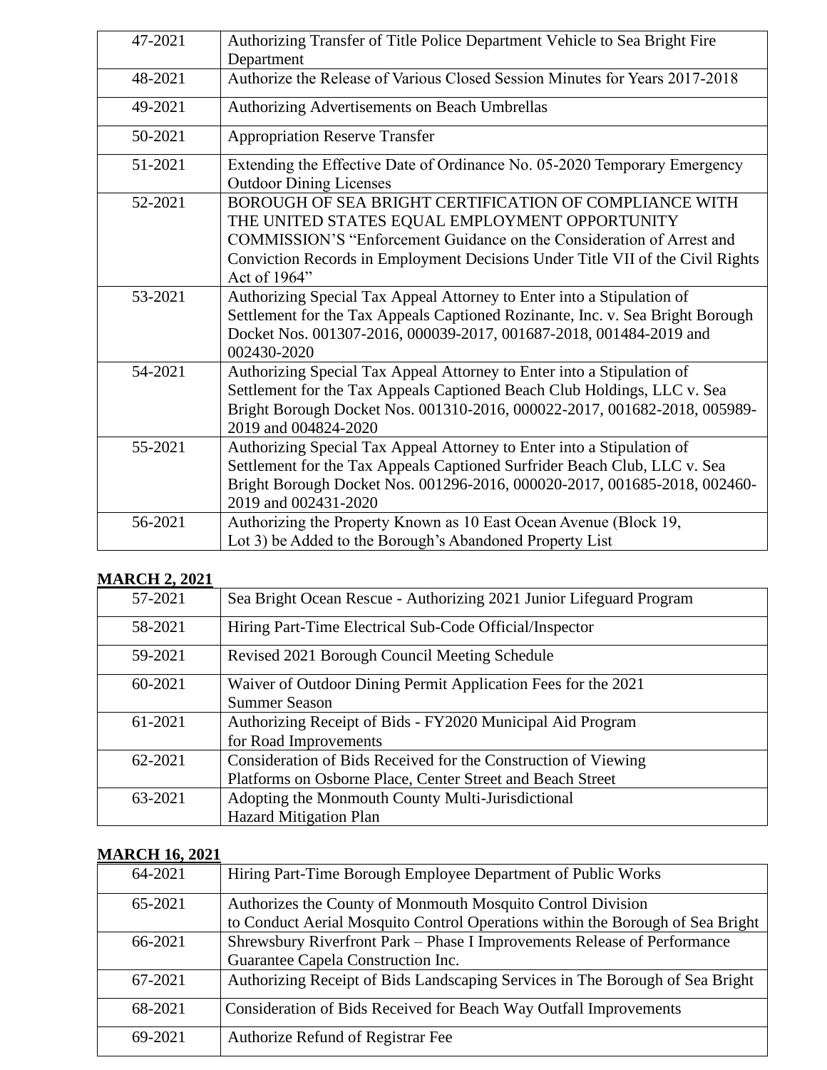| | |
|---|---|
| 47-2021 | Authorizing Transfer of Title Police Department Vehicle to Sea Bright Fire Department |
| 48-2021 | Authorize the Release of Various Closed Session Minutes for Years 2017-2018 |
| 49-2021 | Authorizing Advertisements on Beach Umbrellas |
| 50-2021 | Appropriation Reserve Transfer |
| 51-2021 | Extending the Effective Date of Ordinance No. 05-2020 Temporary Emergency Outdoor Dining Licenses |
| 52-2021 | BOROUGH OF SEA BRIGHT CERTIFICATION OF COMPLIANCE WITH THE UNITED STATES EQUAL EMPLOYMENT OPPORTUNITY COMMISSION'S "Enforcement Guidance on the Consideration of Arrest and Conviction Records in Employment Decisions Under Title VII of the Civil Rights Act of 1964" |
| 53-2021 | Authorizing Special Tax Appeal Attorney to Enter into a Stipulation of Settlement for the Tax Appeals Captioned Rozinante, Inc. v. Sea Bright Borough Docket Nos. 001307-2016, 000039-2017, 001687-2018, 001484-2019 and 002430-2020 |
| 54-2021 | Authorizing Special Tax Appeal Attorney to Enter into a Stipulation of Settlement for the Tax Appeals Captioned Beach Club Holdings, LLC v. Sea Bright Borough Docket Nos. 001310-2016, 000022-2017, 001682-2018, 005989-2019 and 004824-2020 |
| 55-2021 | Authorizing Special Tax Appeal Attorney to Enter into a Stipulation of Settlement for the Tax Appeals Captioned Surfrider Beach Club, LLC v. Sea Bright Borough Docket Nos. 001296-2016, 000020-2017, 001685-2018, 002460-2019 and 002431-2020 |
| 56-2021 | Authorizing the Property Known as 10 East Ocean Avenue (Block 19, Lot 3) be Added to the Borough's Abandoned Property List |

**MARCH 2, 2021**

| | |
|---|---|
| 57-2021 | Sea Bright Ocean Rescue - Authorizing 2021 Junior Lifeguard Program |
| 58-2021 | Hiring Part-Time Electrical Sub-Code Official/Inspector |
| 59-2021 | Revised 2021 Borough Council Meeting Schedule |
| 60-2021 | Waiver of Outdoor Dining Permit Application Fees for the 2021 Summer Season |
| 61-2021 | Authorizing Receipt of Bids - FY2020 Municipal Aid Program for Road Improvements |
| 62-2021 | Consideration of Bids Received for the Construction of Viewing Platforms on Osborne Place, Center Street and Beach Street |
| 63-2021 | Adopting the Monmouth County Multi-Jurisdictional Hazard Mitigation Plan |

**MARCH 16, 2021**

| | |
|---|---|
| 64-2021 | Hiring Part-Time Borough Employee Department of Public Works |
| 65-2021 | Authorizes the County of Monmouth Mosquito Control Division to Conduct Aerial Mosquito Control Operations within the Borough of Sea Bright |
| 66-2021 | Shrewsbury Riverfront Park – Phase I Improvements Release of Performance Guarantee Capela Construction Inc. |
| 67-2021 | Authorizing Receipt of Bids Landscaping Services in The Borough of Sea Bright |
| 68-2021 | Consideration of Bids Received for Beach Way Outfall Improvements |
| 69-2021 | Authorize Refund of Registrar Fee |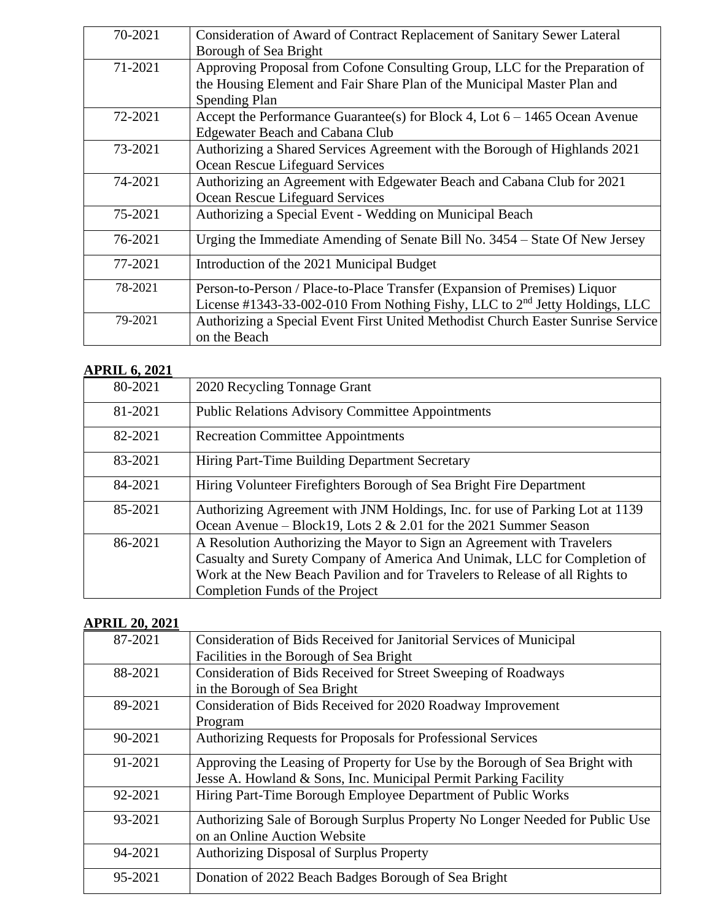| | |
|---|---|
| 70-2021 | Consideration of Award of Contract Replacement of Sanitary Sewer Lateral Borough of Sea Bright |
| 71-2021 | Approving Proposal from Cofone Consulting Group, LLC for the Preparation of the Housing Element and Fair Share Plan of the Municipal Master Plan and Spending Plan |
| 72-2021 | Accept the Performance Guarantee(s) for Block 4, Lot 6 – 1465 Ocean Avenue Edgewater Beach and Cabana Club |
| 73-2021 | Authorizing a Shared Services Agreement with the Borough of Highlands 2021 Ocean Rescue Lifeguard Services |
| 74-2021 | Authorizing an Agreement with Edgewater Beach and Cabana Club for 2021 Ocean Rescue Lifeguard Services |
| 75-2021 | Authorizing a Special Event - Wedding on Municipal Beach |
| 76-2021 | Urging the Immediate Amending of Senate Bill No. 3454 – State Of New Jersey |
| 77-2021 | Introduction of the 2021 Municipal Budget |
| 78-2021 | Person-to-Person / Place-to-Place Transfer (Expansion of Premises) Liquor License #1343-33-002-010 From Nothing Fishy, LLC to 2nd Jetty Holdings, LLC |
| 79-2021 | Authorizing a Special Event First United Methodist Church Easter Sunrise Service on the Beach |

**APRIL 6, 2021**

| | |
|---|---|
| 80-2021 | 2020 Recycling Tonnage Grant |
| 81-2021 | Public Relations Advisory Committee Appointments |
| 82-2021 | Recreation Committee Appointments |
| 83-2021 | Hiring Part-Time Building Department Secretary |
| 84-2021 | Hiring Volunteer Firefighters Borough of Sea Bright Fire Department |
| 85-2021 | Authorizing Agreement with JNM Holdings, Inc. for use of Parking Lot at 1139 Ocean Avenue – Block19, Lots 2 & 2.01 for the 2021 Summer Season |
| 86-2021 | A Resolution Authorizing the Mayor to Sign an Agreement with Travelers Casualty and Surety Company of America And Unimak, LLC for Completion of Work at the New Beach Pavilion and for Travelers to Release of all Rights to Completion Funds of the Project |

**APRIL 20, 2021**

| | |
|---|---|
| 87-2021 | Consideration of Bids Received for Janitorial Services of Municipal Facilities in the Borough of Sea Bright |
| 88-2021 | Consideration of Bids Received for Street Sweeping of Roadways in the Borough of Sea Bright |
| 89-2021 | Consideration of Bids Received for 2020 Roadway Improvement Program |
| 90-2021 | Authorizing Requests for Proposals for Professional Services |
| 91-2021 | Approving the Leasing of Property for Use by the Borough of Sea Bright with Jesse A. Howland & Sons, Inc. Municipal Permit Parking Facility |
| 92-2021 | Hiring Part-Time Borough Employee Department of Public Works |
| 93-2021 | Authorizing Sale of Borough Surplus Property No Longer Needed for Public Use on an Online Auction Website |
| 94-2021 | Authorizing Disposal of Surplus Property |
| 95-2021 | Donation of 2022 Beach Badges Borough of Sea Bright |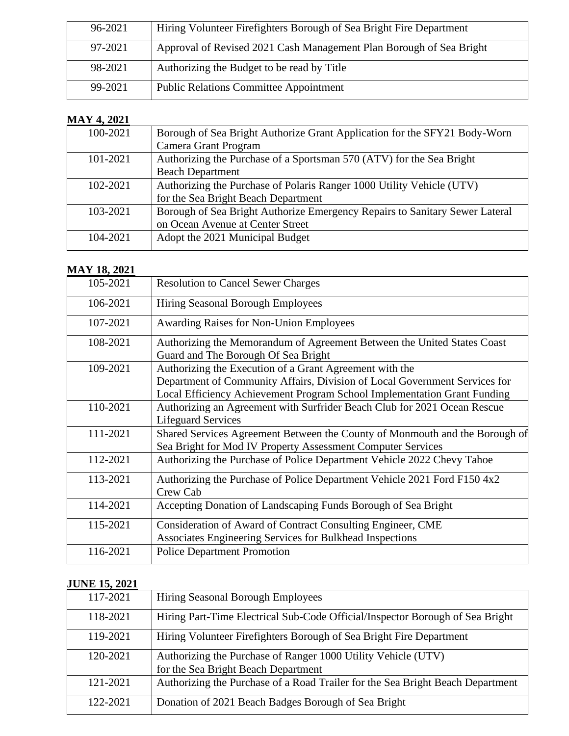| | |
|---|---|
| 96-2021 | Hiring Volunteer Firefighters Borough of Sea Bright Fire Department |
| 97-2021 | Approval of Revised 2021 Cash Management Plan Borough of Sea Bright |
| 98-2021 | Authorizing the Budget to be read by Title |
| 99-2021 | Public Relations Committee Appointment |

**MAY 4, 2021**

| | |
|---|---|
| 100-2021 | Borough of Sea Bright Authorize Grant Application for the SFY21 Body-Worn Camera Grant Program |
| 101-2021 | Authorizing the Purchase of a Sportsman 570 (ATV) for the Sea Bright Beach Department |
| 102-2021 | Authorizing the Purchase of Polaris Ranger 1000 Utility Vehicle (UTV) for the Sea Bright Beach Department |
| 103-2021 | Borough of Sea Bright Authorize Emergency Repairs to Sanitary Sewer Lateral on Ocean Avenue at Center Street |
| 104-2021 | Adopt the 2021 Municipal Budget |

**MAY 18, 2021**

| | |
|---|---|
| 105-2021 | Resolution to Cancel Sewer Charges |
| 106-2021 | Hiring Seasonal Borough Employees |
| 107-2021 | Awarding Raises for Non-Union Employees |
| 108-2021 | Authorizing the Memorandum of Agreement Between the United States Coast Guard and The Borough Of Sea Bright |
| 109-2021 | Authorizing the Execution of a Grant Agreement with the Department of Community Affairs, Division of Local Government Services for Local Efficiency Achievement Program School Implementation Grant Funding |
| 110-2021 | Authorizing an Agreement with Surfrider Beach Club for 2021 Ocean Rescue Lifeguard Services |
| 111-2021 | Shared Services Agreement Between the County of Monmouth and the Borough of Sea Bright for Mod IV Property Assessment Computer Services |
| 112-2021 | Authorizing the Purchase of Police Department Vehicle 2022 Chevy Tahoe |
| 113-2021 | Authorizing the Purchase of Police Department Vehicle 2021 Ford F150 4x2 Crew Cab |
| 114-2021 | Accepting Donation of Landscaping Funds Borough of Sea Bright |
| 115-2021 | Consideration of Award of Contract Consulting Engineer, CME Associates Engineering Services for Bulkhead Inspections |
| 116-2021 | Police Department Promotion |

**JUNE 15, 2021**

| | |
|---|---|
| 117-2021 | Hiring Seasonal Borough Employees |
| 118-2021 | Hiring Part-Time Electrical Sub-Code Official/Inspector Borough of Sea Bright |
| 119-2021 | Hiring Volunteer Firefighters Borough of Sea Bright Fire Department |
| 120-2021 | Authorizing the Purchase of Ranger 1000 Utility Vehicle (UTV) for the Sea Bright Beach Department |
| 121-2021 | Authorizing the Purchase of a Road Trailer for the Sea Bright Beach Department |
| 122-2021 | Donation of 2021 Beach Badges Borough of Sea Bright |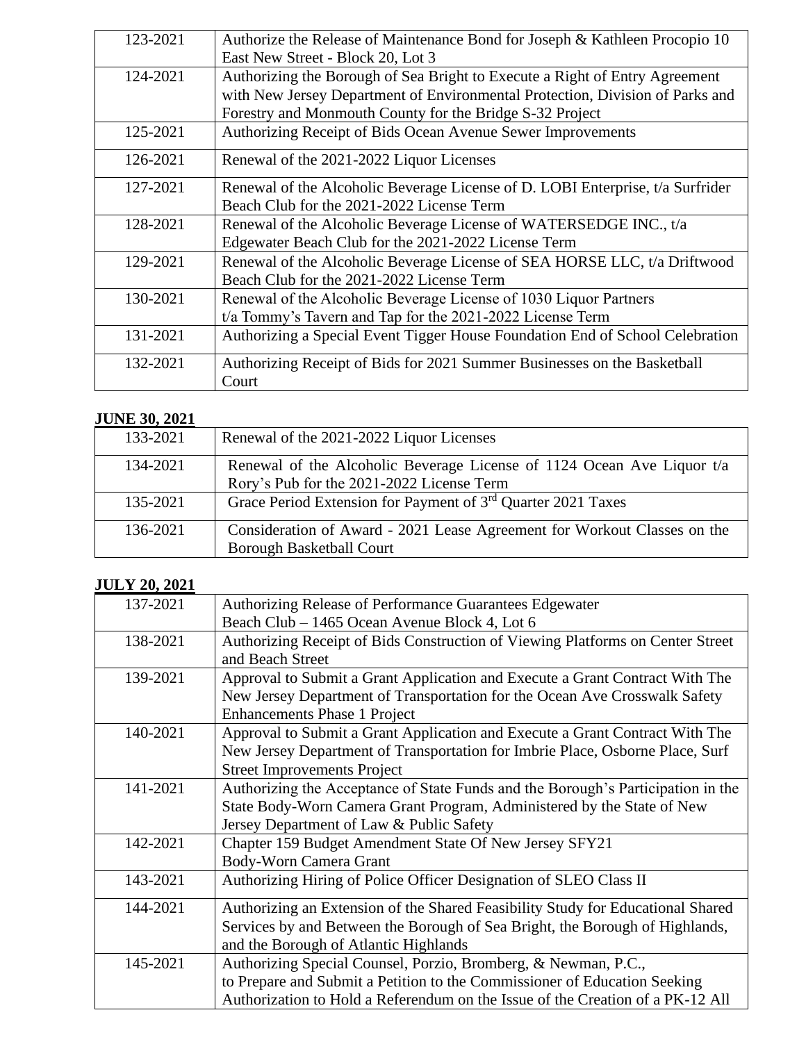| | |
|---|---|
| 123-2021 | Authorize the Release of Maintenance Bond for Joseph & Kathleen Procopio 10 East New Street - Block 20, Lot 3 |
| 124-2021 | Authorizing the Borough of Sea Bright to Execute a Right of Entry Agreement with New Jersey Department of Environmental Protection, Division of Parks and Forestry and Monmouth County for the Bridge S-32 Project |
| 125-2021 | Authorizing Receipt of Bids Ocean Avenue Sewer Improvements |
| 126-2021 | Renewal of the 2021-2022 Liquor Licenses |
| 127-2021 | Renewal of the Alcoholic Beverage License of D. LOBI Enterprise, t/a Surfrider Beach Club for the 2021-2022 License Term |
| 128-2021 | Renewal of the Alcoholic Beverage License of WATERSEDGE INC., t/a Edgewater Beach Club for the 2021-2022 License Term |
| 129-2021 | Renewal of the Alcoholic Beverage License of SEA HORSE LLC, t/a Driftwood Beach Club for the 2021-2022 License Term |
| 130-2021 | Renewal of the Alcoholic Beverage License of 1030 Liquor Partners t/a Tommy's Tavern and Tap for the 2021-2022 License Term |
| 131-2021 | Authorizing a Special Event Tigger House Foundation End of School Celebration |
| 132-2021 | Authorizing Receipt of Bids for 2021 Summer Businesses on the Basketball Court |

**JUNE 30, 2021**

| | |
|---|---|
| 133-2021 | Renewal of the 2021-2022 Liquor Licenses |
| 134-2021 | Renewal of the Alcoholic Beverage License of 1124 Ocean Ave Liquor t/a Rory's Pub for the 2021-2022 License Term |
| 135-2021 | Grace Period Extension for Payment of 3rd Quarter 2021 Taxes |
| 136-2021 | Consideration of Award - 2021 Lease Agreement for Workout Classes on the Borough Basketball Court |

**JULY 20, 2021**

| | |
|---|---|
| 137-2021 | Authorizing Release of Performance Guarantees Edgewater Beach Club – 1465 Ocean Avenue Block 4, Lot 6 |
| 138-2021 | Authorizing Receipt of Bids Construction of Viewing Platforms on Center Street and Beach Street |
| 139-2021 | Approval to Submit a Grant Application and Execute a Grant Contract With The New Jersey Department of Transportation for the Ocean Ave Crosswalk Safety Enhancements Phase 1 Project |
| 140-2021 | Approval to Submit a Grant Application and Execute a Grant Contract With The New Jersey Department of Transportation for Imbrie Place, Osborne Place, Surf Street Improvements Project |
| 141-2021 | Authorizing the Acceptance of State Funds and the Borough's Participation in the State Body-Worn Camera Grant Program, Administered by the State of New Jersey Department of Law & Public Safety |
| 142-2021 | Chapter 159 Budget Amendment State Of New Jersey SFY21 Body-Worn Camera Grant |
| 143-2021 | Authorizing Hiring of Police Officer Designation of SLEO Class II |
| 144-2021 | Authorizing an Extension of the Shared Feasibility Study for Educational Shared Services by and Between the Borough of Sea Bright, the Borough of Highlands, and the Borough of Atlantic Highlands |
| 145-2021 | Authorizing Special Counsel, Porzio, Bromberg, & Newman, P.C., to Prepare and Submit a Petition to the Commissioner of Education Seeking Authorization to Hold a Referendum on the Issue of the Creation of a PK-12 All |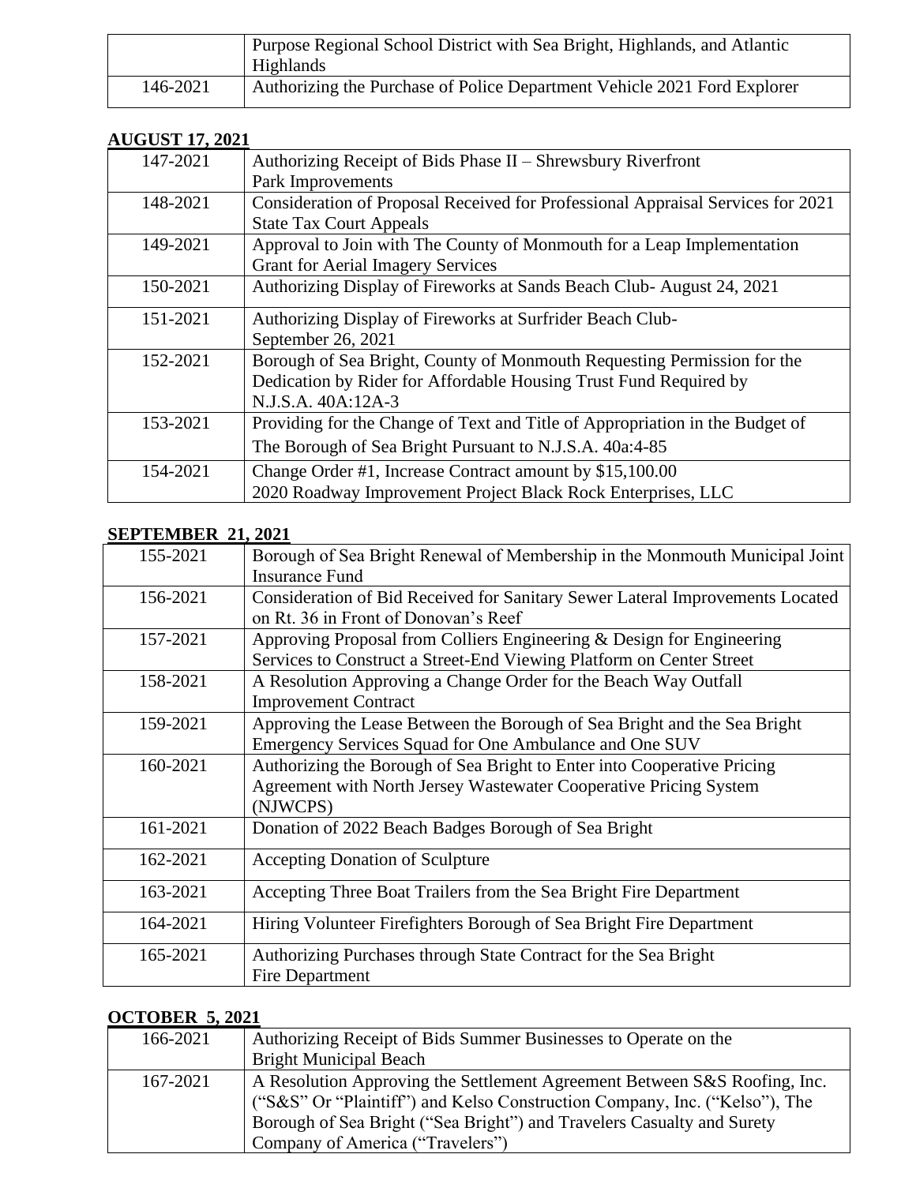| | |
|---|---|
| | Purpose Regional School District with Sea Bright, Highlands, and Atlantic Highlands |
| 146-2021 | Authorizing the Purchase of Police Department Vehicle 2021 Ford Explorer |

**AUGUST 17, 2021**

| | |
|---|---|
| 147-2021 | Authorizing Receipt of Bids Phase II – Shrewsbury Riverfront Park Improvements |
| 148-2021 | Consideration of Proposal Received for Professional Appraisal Services for 2021 State Tax Court Appeals |
| 149-2021 | Approval to Join with The County of Monmouth for a Leap Implementation Grant for Aerial Imagery Services |
| 150-2021 | Authorizing Display of Fireworks at Sands Beach Club- August 24, 2021 |
| 151-2021 | Authorizing Display of Fireworks at Surfrider Beach Club- September 26, 2021 |
| 152-2021 | Borough of Sea Bright, County of Monmouth Requesting Permission for the Dedication by Rider for Affordable Housing Trust Fund Required by N.J.S.A. 40A:12A-3 |
| 153-2021 | Providing for the Change of Text and Title of Appropriation in the Budget of The Borough of Sea Bright Pursuant to N.J.S.A. 40a:4-85 |
| 154-2021 | Change Order #1, Increase Contract amount by $15,100.00 2020 Roadway Improvement Project Black Rock Enterprises, LLC |

**SEPTEMBER 21, 2021**

| | |
|---|---|
| 155-2021 | Borough of Sea Bright Renewal of Membership in the Monmouth Municipal Joint Insurance Fund |
| 156-2021 | Consideration of Bid Received for Sanitary Sewer Lateral Improvements Located on Rt. 36 in Front of Donovan's Reef |
| 157-2021 | Approving Proposal from Colliers Engineering & Design for Engineering Services to Construct a Street-End Viewing Platform on Center Street |
| 158-2021 | A Resolution Approving a Change Order for the Beach Way Outfall Improvement Contract |
| 159-2021 | Approving the Lease Between the Borough of Sea Bright and the Sea Bright Emergency Services Squad for One Ambulance and One SUV |
| 160-2021 | Authorizing the Borough of Sea Bright to Enter into Cooperative Pricing Agreement with North Jersey Wastewater Cooperative Pricing System (NJWCPS) |
| 161-2021 | Donation of 2022 Beach Badges Borough of Sea Bright |
| 162-2021 | Accepting Donation of Sculpture |
| 163-2021 | Accepting Three Boat Trailers from the Sea Bright Fire Department |
| 164-2021 | Hiring Volunteer Firefighters Borough of Sea Bright Fire Department |
| 165-2021 | Authorizing Purchases through State Contract for the Sea Bright Fire Department |

**OCTOBER 5, 2021**

| | |
|---|---|
| 166-2021 | Authorizing Receipt of Bids Summer Businesses to Operate on the Bright Municipal Beach |
| 167-2021 | A Resolution Approving the Settlement Agreement Between S&S Roofing, Inc. ("S&S" Or "Plaintiff") and Kelso Construction Company, Inc. ("Kelso"), The Borough of Sea Bright ("Sea Bright") and Travelers Casualty and Surety Company of America ("Travelers") |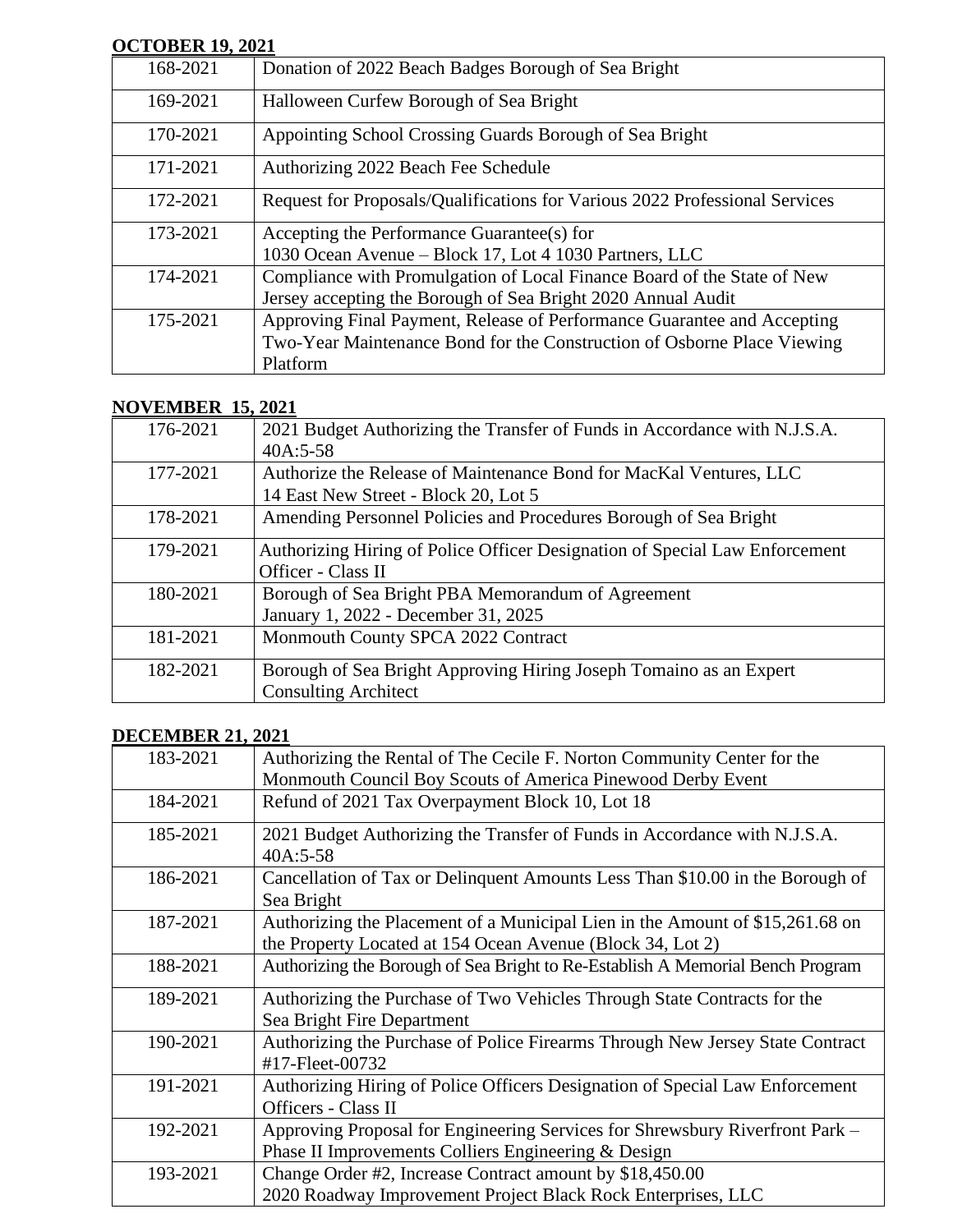**OCTOBER 19, 2021**

| | |
|---|---|
| 168-2021 | Donation of 2022 Beach Badges Borough of Sea Bright |
| 169-2021 | Halloween Curfew Borough of Sea Bright |
| 170-2021 | Appointing School Crossing Guards Borough of Sea Bright |
| 171-2021 | Authorizing 2022 Beach Fee Schedule |
| 172-2021 | Request for Proposals/Qualifications for Various 2022 Professional Services |
| 173-2021 | Accepting the Performance Guarantee(s) for 1030 Ocean Avenue – Block 17, Lot 4 1030 Partners, LLC |
| 174-2021 | Compliance with Promulgation of Local Finance Board of the State of New Jersey accepting the Borough of Sea Bright 2020 Annual Audit |
| 175-2021 | Approving Final Payment, Release of Performance Guarantee and Accepting Two-Year Maintenance Bond for the Construction of Osborne Place Viewing Platform |

**NOVEMBER 15, 2021**

| | |
|---|---|
| 176-2021 | 2021 Budget Authorizing the Transfer of Funds in Accordance with N.J.S.A. 40A:5-58 |
| 177-2021 | Authorize the Release of Maintenance Bond for MacKal Ventures, LLC 14 East New Street - Block 20, Lot 5 |
| 178-2021 | Amending Personnel Policies and Procedures Borough of Sea Bright |
| 179-2021 | Authorizing Hiring of Police Officer Designation of Special Law Enforcement Officer - Class II |
| 180-2021 | Borough of Sea Bright PBA Memorandum of Agreement January 1, 2022 - December 31, 2025 |
| 181-2021 | Monmouth County SPCA 2022 Contract |
| 182-2021 | Borough of Sea Bright Approving Hiring Joseph Tomaino as an Expert Consulting Architect |

**DECEMBER 21, 2021**

| | |
|---|---|
| 183-2021 | Authorizing the Rental of The Cecile F. Norton Community Center for the Monmouth Council Boy Scouts of America Pinewood Derby Event |
| 184-2021 | Refund of 2021 Tax Overpayment Block 10, Lot 18 |
| 185-2021 | 2021 Budget Authorizing the Transfer of Funds in Accordance with N.J.S.A. 40A:5-58 |
| 186-2021 | Cancellation of Tax or Delinquent Amounts Less Than $10.00 in the Borough of Sea Bright |
| 187-2021 | Authorizing the Placement of a Municipal Lien in the Amount of $15,261.68 on the Property Located at 154 Ocean Avenue (Block 34, Lot 2) |
| 188-2021 | Authorizing the Borough of Sea Bright to Re-Establish A Memorial Bench Program |
| 189-2021 | Authorizing the Purchase of Two Vehicles Through State Contracts for the Sea Bright Fire Department |
| 190-2021 | Authorizing the Purchase of Police Firearms Through New Jersey State Contract #17-Fleet-00732 |
| 191-2021 | Authorizing Hiring of Police Officers Designation of Special Law Enforcement Officers - Class II |
| 192-2021 | Approving Proposal for Engineering Services for Shrewsbury Riverfront Park – Phase II Improvements Colliers Engineering & Design |
| 193-2021 | Change Order #2, Increase Contract amount by $18,450.00 2020 Roadway Improvement Project Black Rock Enterprises, LLC |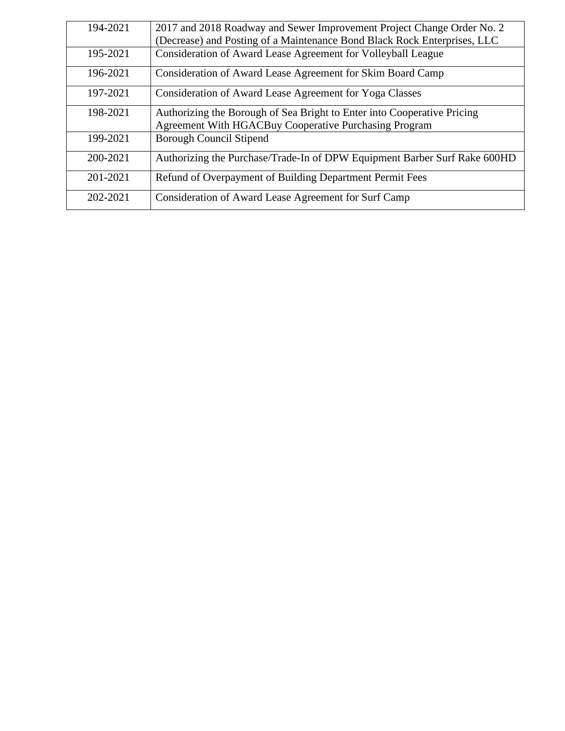| | |
|---|---|
| 194-2021 | 2017 and 2018 Roadway and Sewer Improvement Project Change Order No. 2 (Decrease) and Posting of a Maintenance Bond Black Rock Enterprises, LLC |
| 195-2021 | Consideration of Award Lease Agreement for Volleyball League |
| 196-2021 | Consideration of Award Lease Agreement for Skim Board Camp |
| 197-2021 | Consideration of Award Lease Agreement for Yoga Classes |
| 198-2021 | Authorizing the Borough of Sea Bright to Enter into Cooperative Pricing Agreement With HGACBuy Cooperative Purchasing Program |
| 199-2021 | Borough Council Stipend |
| 200-2021 | Authorizing the Purchase/Trade-In of DPW Equipment Barber Surf Rake 600HD |
| 201-2021 | Refund of Overpayment of Building Department Permit Fees |
| 202-2021 | Consideration of Award Lease Agreement for Surf Camp |